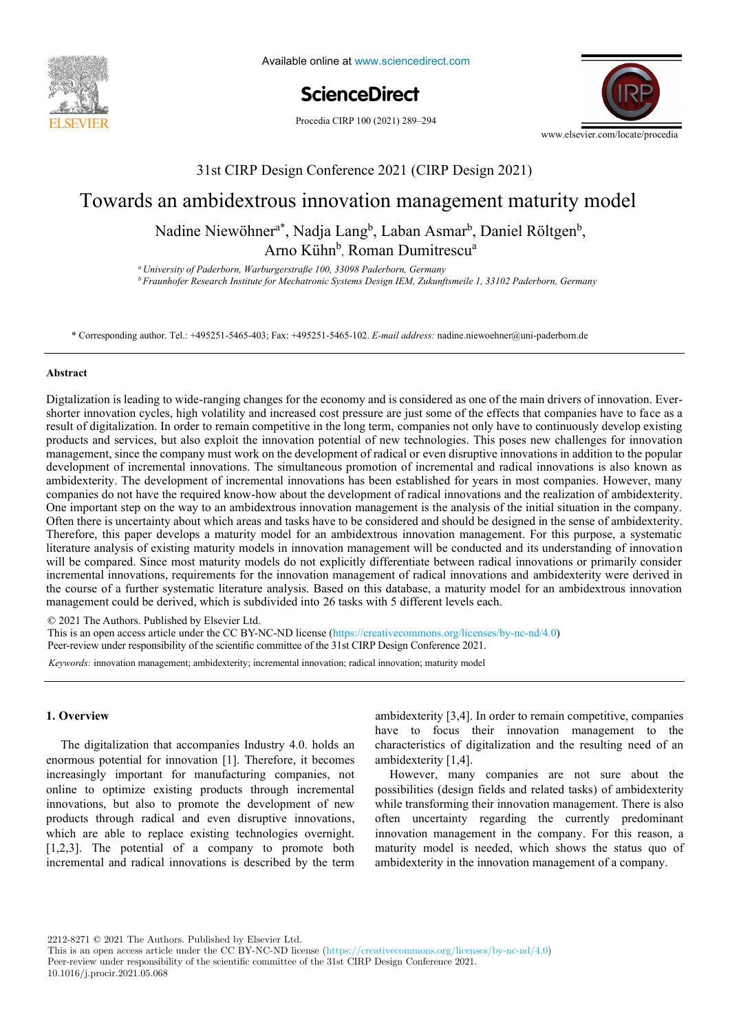31st CIRP Design Conference 2021 (CIRP Design 2021)

# Towards an ambidextrous innovation management maturity model

Nadine Niewöhner[a*], Nadja Lang[b], Laban Asmar[b], Daniel Röltgen[b], Arno Kühn[b], Roman Dumitrescu[a]

[a] *University of Paderborn, Warburgerstraße 100, 33098 Paderborn, Germany*
[b] *Fraunhofer Research Institute for Mechatronic Systems Design IEM, Zukunftsmeile 1, 33102 Paderborn, Germany*

\* Corresponding author. Tel.: +495251-5465-403; Fax: +495251-5465-102. *E-mail address:* nadine.niewoehner@uni-paderborn.de

### Abstract

Digtalization is leading to wide-ranging changes for the economy and is considered as one of the main drivers of innovation. Ever-shorter innovation cycles, high volatility and increased cost pressure are just some of the effects that companies have to face as a result of digitalization. In order to remain competitive in the long term, companies not only have to continuously develop existing products and services, but also exploit the innovation potential of new technologies. This poses new challenges for innovation management, since the company must work on the development of radical or even disruptive innovations in addition to the popular development of incremental innovations. The simultaneous promotion of incremental and radical innovations is also known as ambidexterity. The development of incremental innovations has been established for years in most companies. However, many companies do not have the required know-how about the development of radical innovations and the realization of ambidexterity. One important step on the way to an ambidextrous innovation management is the analysis of the initial situation in the company. Often there is uncertainty about which areas and tasks have to be considered and should be designed in the sense of ambidexterity. Therefore, this paper develops a maturity model for an ambidextrous innovation management. For this purpose, a systematic literature analysis of existing maturity models in innovation management will be conducted and its understanding of innovation will be compared. Since most maturity models do not explicitly differentiate between radical innovations or primarily consider incremental innovations, requirements for the innovation management of radical innovations and ambidexterity were derived in the course of a further systematic literature analysis. Based on this database, a maturity model for an ambidextrous innovation management could be derived, which is subdivided into 26 tasks with 5 different levels each.

© 2021 The Authors. Published by Elsevier Ltd.
This is an open access article under the CC BY-NC-ND license (https://creativecommons.org/licenses/by-nc-nd/4.0)
Peer-review under responsibility of the scientific committee of the 31st CIRP Design Conference 2021.

*Keywords:* innovation management; ambidexterity; incremental innovation; radical innovation; maturity model

## 1. Overview

The digitalization that accompanies Industry 4.0. holds an enormous potential for innovation [1]. Therefore, it becomes increasingly important for manufacturing companies, not online to optimize existing products through incremental innovations, but also to promote the development of new products through radical and even disruptive innovations, which are able to replace existing technologies overnight. [1,2,3]. The potential of a company to promote both incremental and radical innovations is described by the term ambidexterity [3,4]. In order to remain competitive, companies have to focus their innovation management to the characteristics of digitalization and the resulting need of an ambidexterity [1,4].

However, many companies are not sure about the possibilities (design fields and related tasks) of ambidexterity while transforming their innovation management. There is also often uncertainty regarding the currently predominant innovation management in the company. For this reason, a maturity model is needed, which shows the status quo of ambidexterity in the innovation management of a company.

2212-8271 © 2021 The Authors. Published by Elsevier Ltd.
This is an open access article under the CC BY-NC-ND license (https://creativecommons.org/licenses/by-nc-nd/4.0)
Peer-review under responsibility of the scientific committee of the 31st CIRP Design Conference 2021.
10.1016/j.procir.2021.05.068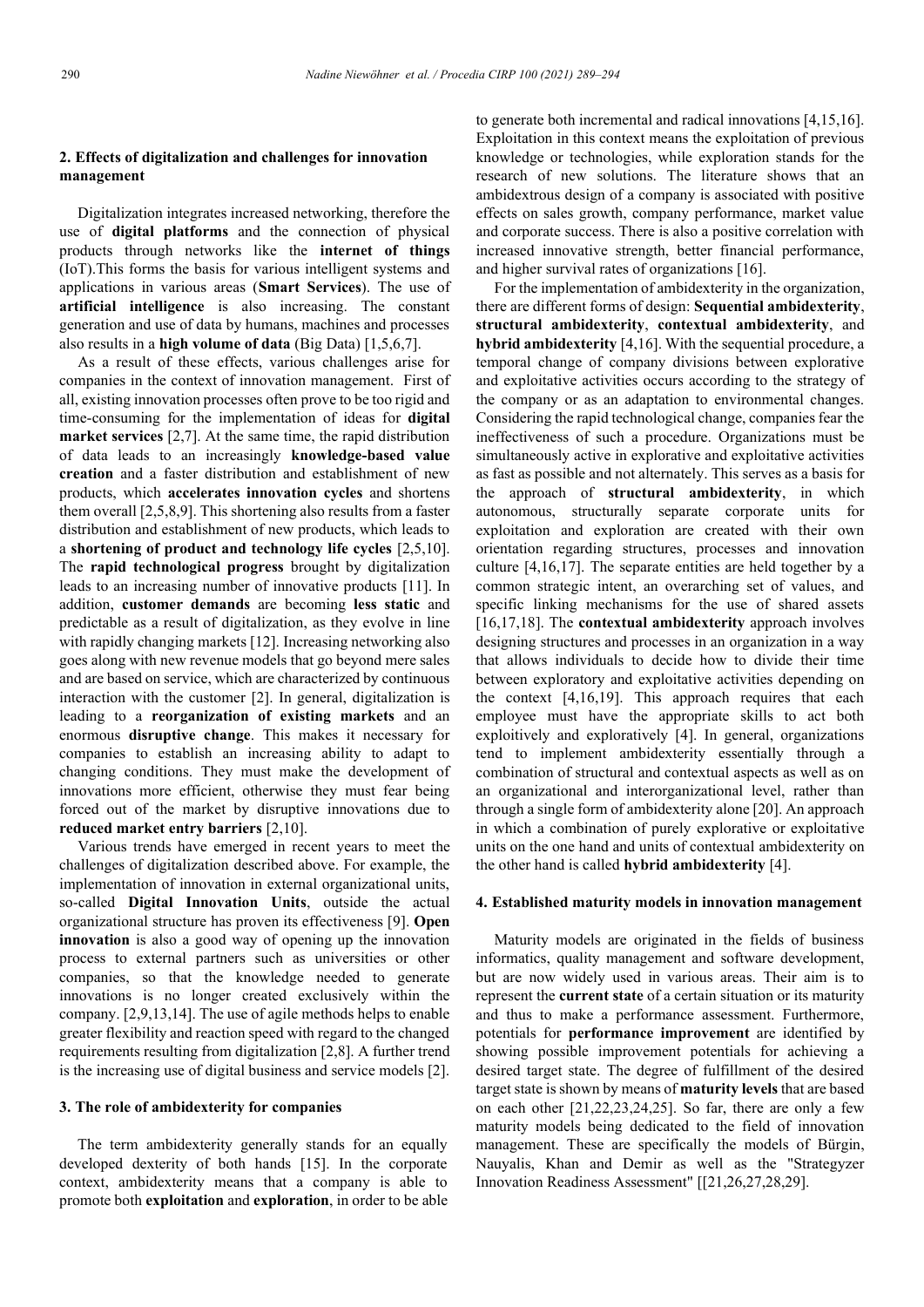## 2. Effects of digitalization and challenges for innovation management

Digitalization integrates increased networking, therefore the use of **digital platforms** and the connection of physical products through networks like the **internet of things** (IoT).This forms the basis for various intelligent systems and applications in various areas (**Smart Services**). The use of **artificial intelligence** is also increasing. The constant generation and use of data by humans, machines and processes also results in a **high volume of data** (Big Data) [1,5,6,7].

As a result of these effects, various challenges arise for companies in the context of innovation management. First of all, existing innovation processes often prove to be too rigid and time-consuming for the implementation of ideas for **digital market services** [2,7]. At the same time, the rapid distribution of data leads to an increasingly **knowledge-based value creation** and a faster distribution and establishment of new products, which **accelerates innovation cycles** and shortens them overall [2,5,8,9]. This shortening also results from a faster distribution and establishment of new products, which leads to a **shortening of product and technology life cycles** [2,5,10]. The **rapid technological progress** brought by digitalization leads to an increasing number of innovative products [11]. In addition, **customer demands** are becoming **less static** and predictable as a result of digitalization, as they evolve in line with rapidly changing markets [12]. Increasing networking also goes along with new revenue models that go beyond mere sales and are based on service, which are characterized by continuous interaction with the customer [2]. In general, digitalization is leading to a **reorganization of existing markets** and an enormous **disruptive change**. This makes it necessary for companies to establish an increasing ability to adapt to changing conditions. They must make the development of innovations more efficient, otherwise they must fear being forced out of the market by disruptive innovations due to **reduced market entry barriers** [2,10].

Various trends have emerged in recent years to meet the challenges of digitalization described above. For example, the implementation of innovation in external organizational units, so-called **Digital Innovation Units**, outside the actual organizational structure has proven its effectiveness [9]. **Open innovation** is also a good way of opening up the innovation process to external partners such as universities or other companies, so that the knowledge needed to generate innovations is no longer created exclusively within the company. [2,9,13,14]. The use of agile methods helps to enable greater flexibility and reaction speed with regard to the changed requirements resulting from digitalization [2,8]. A further trend is the increasing use of digital business and service models [2].

## 3. The role of ambidexterity for companies

The term ambidexterity generally stands for an equally developed dexterity of both hands [15]. In the corporate context, ambidexterity means that a company is able to promote both **exploitation** and **exploration**, in order to be able to generate both incremental and radical innovations [4,15,16]. Exploitation in this context means the exploitation of previous knowledge or technologies, while exploration stands for the research of new solutions. The literature shows that an ambidextrous design of a company is associated with positive effects on sales growth, company performance, market value and corporate success. There is also a positive correlation with increased innovative strength, better financial performance, and higher survival rates of organizations [16].

For the implementation of ambidexterity in the organization, there are different forms of design: **Sequential ambidexterity**, **structural ambidexterity**, **contextual ambidexterity**, and **hybrid ambidexterity** [4,16]. With the sequential procedure, a temporal change of company divisions between explorative and exploitative activities occurs according to the strategy of the company or as an adaptation to environmental changes. Considering the rapid technological change, companies fear the ineffectiveness of such a procedure. Organizations must be simultaneously active in explorative and exploitative activities as fast as possible and not alternately. This serves as a basis for the approach of **structural ambidexterity**, in which autonomous, structurally separate corporate units for exploitation and exploration are created with their own orientation regarding structures, processes and innovation culture [4,16,17]. The separate entities are held together by a common strategic intent, an overarching set of values, and specific linking mechanisms for the use of shared assets [16,17,18]. The **contextual ambidexterity** approach involves designing structures and processes in an organization in a way that allows individuals to decide how to divide their time between exploratory and exploitative activities depending on the context [4,16,19]. This approach requires that each employee must have the appropriate skills to act both exploitively and exploratively [4]. In general, organizations tend to implement ambidexterity essentially through a combination of structural and contextual aspects as well as on an organizational and interorganizational level, rather than through a single form of ambidexterity alone [20]. An approach in which a combination of purely explorative or exploitative units on the one hand and units of contextual ambidexterity on the other hand is called **hybrid ambidexterity** [4].

## 4. Established maturity models in innovation management

Maturity models are originated in the fields of business informatics, quality management and software development, but are now widely used in various areas. Their aim is to represent the **current state** of a certain situation or its maturity and thus to make a performance assessment. Furthermore, potentials for **performance improvement** are identified by showing possible improvement potentials for achieving a desired target state. The degree of fulfillment of the desired target state is shown by means of **maturity levels** that are based on each other [21,22,23,24,25]. So far, there are only a few maturity models being dedicated to the field of innovation management. These are specifically the models of Bürgin, Nauyalis, Khan and Demir as well as the "Strategyzer Innovation Readiness Assessment" [[21,26,27,28,29].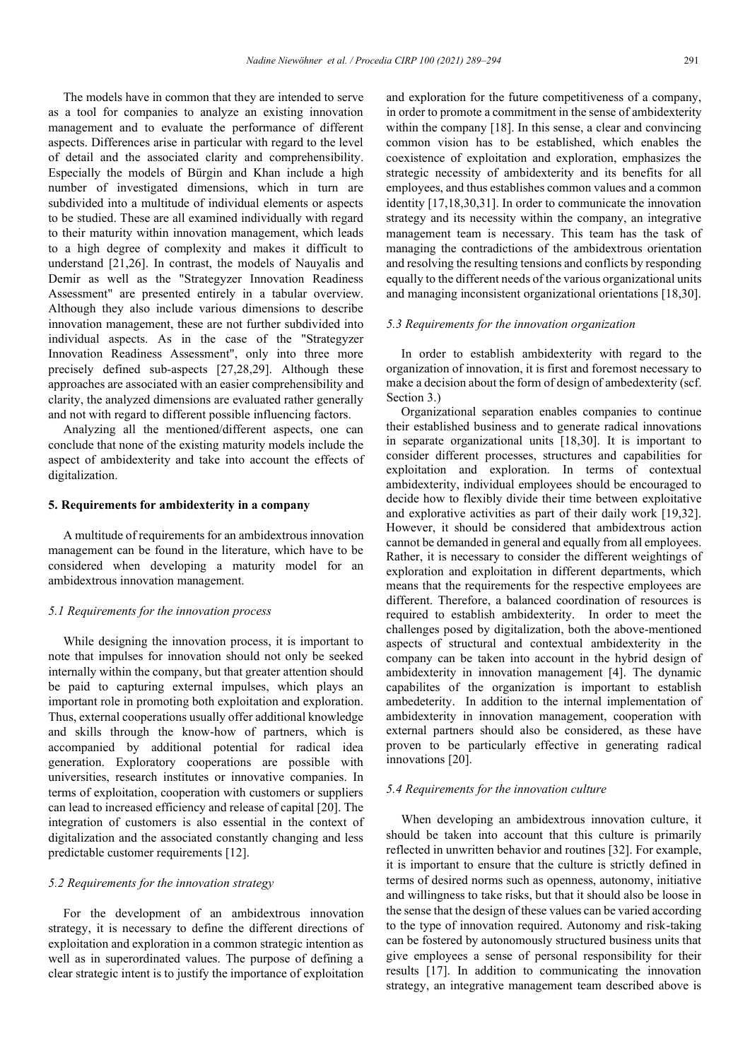The models have in common that they are intended to serve as a tool for companies to analyze an existing innovation management and to evaluate the performance of different aspects. Differences arise in particular with regard to the level of detail and the associated clarity and comprehensibility. Especially the models of Bürgin and Khan include a high number of investigated dimensions, which in turn are subdivided into a multitude of individual elements or aspects to be studied. These are all examined individually with regard to their maturity within innovation management, which leads to a high degree of complexity and makes it difficult to understand [21,26]. In contrast, the models of Nauyalis and Demir as well as the "Strategyzer Innovation Readiness Assessment" are presented entirely in a tabular overview. Although they also include various dimensions to describe innovation management, these are not further subdivided into individual aspects. As in the case of the "Strategyzer Innovation Readiness Assessment", only into three more precisely defined sub-aspects [27,28,29]. Although these approaches are associated with an easier comprehensibility and clarity, the analyzed dimensions are evaluated rather generally and not with regard to different possible influencing factors.

Analyzing all the mentioned/different aspects, one can conclude that none of the existing maturity models include the aspect of ambidexterity and take into account the effects of digitalization.

## 5. Requirements for ambidexterity in a company

A multitude of requirements for an ambidextrous innovation management can be found in the literature, which have to be considered when developing a maturity model for an ambidextrous innovation management.

### 5.1 Requirements for the innovation process

While designing the innovation process, it is important to note that impulses for innovation should not only be seeked internally within the company, but that greater attention should be paid to capturing external impulses, which plays an important role in promoting both exploitation and exploration. Thus, external cooperations usually offer additional knowledge and skills through the know-how of partners, which is accompanied by additional potential for radical idea generation. Exploratory cooperations are possible with universities, research institutes or innovative companies. In terms of exploitation, cooperation with customers or suppliers can lead to increased efficiency and release of capital [20]. The integration of customers is also essential in the context of digitalization and the associated constantly changing and less predictable customer requirements [12].

### 5.2 Requirements for the innovation strategy

For the development of an ambidextrous innovation strategy, it is necessary to define the different directions of exploitation and exploration in a common strategic intention as well as in superordinated values. The purpose of defining a clear strategic intent is to justify the importance of exploitation and exploration for the future competitiveness of a company, in order to promote a commitment in the sense of ambidexterity within the company [18]. In this sense, a clear and convincing common vision has to be established, which enables the coexistence of exploitation and exploration, emphasizes the strategic necessity of ambidexterity and its benefits for all employees, and thus establishes common values and a common identity [17,18,30,31]. In order to communicate the innovation strategy and its necessity within the company, an integrative management team is necessary. This team has the task of managing the contradictions of the ambidextrous orientation and resolving the resulting tensions and conflicts by responding equally to the different needs of the various organizational units and managing inconsistent organizational orientations [18,30].

### 5.3 Requirements for the innovation organization

In order to establish ambidexterity with regard to the organization of innovation, it is first and foremost necessary to make a decision about the form of design of ambedexterity (scf. Section 3.)

Organizational separation enables companies to continue their established business and to generate radical innovations in separate organizational units [18,30]. It is important to consider different processes, structures and capabilities for exploitation and exploration. In terms of contextual ambidexterity, individual employees should be encouraged to decide how to flexibly divide their time between exploitative and explorative activities as part of their daily work [19,32]. However, it should be considered that ambidextrous action cannot be demanded in general and equally from all employees. Rather, it is necessary to consider the different weightings of exploration and exploitation in different departments, which means that the requirements for the respective employees are different. Therefore, a balanced coordination of resources is required to establish ambidexterity. In order to meet the challenges posed by digitalization, both the above-mentioned aspects of structural and contextual ambidexterity in the company can be taken into account in the hybrid design of ambidexterity in innovation management [4]. The dynamic capabilites of the organization is important to establish ambedeterity. In addition to the internal implementation of ambidexterity in innovation management, cooperation with external partners should also be considered, as these have proven to be particularly effective in generating radical innovations [20].

### 5.4 Requirements for the innovation culture

When developing an ambidextrous innovation culture, it should be taken into account that this culture is primarily reflected in unwritten behavior and routines [32]. For example, it is important to ensure that the culture is strictly defined in terms of desired norms such as openness, autonomy, initiative and willingness to take risks, but that it should also be loose in the sense that the design of these values can be varied according to the type of innovation required. Autonomy and risk-taking can be fostered by autonomously structured business units that give employees a sense of personal responsibility for their results [17]. In addition to communicating the innovation strategy, an integrative management team described above is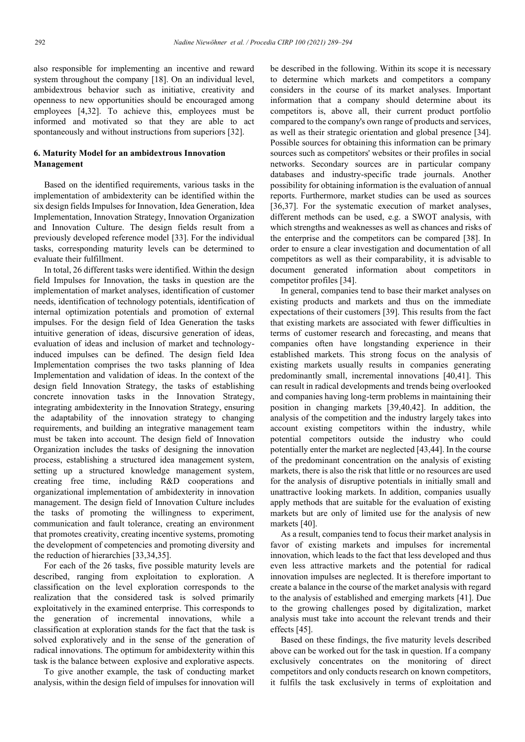also responsible for implementing an incentive and reward system throughout the company [18]. On an individual level, ambidextrous behavior such as initiative, creativity and openness to new opportunities should be encouraged among employees [4,32]. To achieve this, employees must be informed and motivated so that they are able to act spontaneously and without instructions from superiors [32].

## 6. Maturity Model for an ambidextrous Innovation Management

Based on the identified requirements, various tasks in the implementation of ambidexterity can be identified within the six design fields Impulses for Innovation, Idea Generation, Idea Implementation, Innovation Strategy, Innovation Organization and Innovation Culture. The design fields result from a previously developed reference model [33]. For the individual tasks, corresponding maturity levels can be determined to evaluate their fulfillment.

In total, 26 different tasks were identified. Within the design field Impulses for Innovation, the tasks in question are the implementation of market analyses, identification of customer needs, identification of technology potentials, identification of internal optimization potentials and promotion of external impulses. For the design field of Idea Generation the tasks intuitive generation of ideas, discursive generation of ideas, evaluation of ideas and inclusion of market and technology-induced impulses can be defined. The design field Idea Implementation comprises the two tasks planning of Idea Implementation and validation of ideas. In the context of the design field Innovation Strategy, the tasks of establishing concrete innovation tasks in the Innovation Strategy, integrating ambidexterity in the Innovation Strategy, ensuring the adaptability of the innovation strategy to changing requirements, and building an integrative management team must be taken into account. The design field of Innovation Organization includes the tasks of designing the innovation process, establishing a structured idea management system, setting up a structured knowledge management system, creating free time, including R&D cooperations and organizational implementation of ambidexterity in innovation management. The design field of Innovation Culture includes the tasks of promoting the willingness to experiment, communication and fault tolerance, creating an environment that promotes creativity, creating incentive systems, promoting the development of competencies and promoting diversity and the reduction of hierarchies [33,34,35].

For each of the 26 tasks, five possible maturity levels are described, ranging from exploitation to exploration. A classification on the level exploration corresponds to the realization that the considered task is solved primarily exploitatively in the examined enterprise. This corresponds to the generation of incremental innovations, while a classification at exploration stands for the fact that the task is solved exploratively and in the sense of the generation of radical innovations. The optimum for ambidexterity within this task is the balance between explosive and explorative aspects.

To give another example, the task of conducting market analysis, within the design field of impulses for innovation will be described in the following. Within its scope it is necessary to determine which markets and competitors a company considers in the course of its market analyses. Important information that a company should determine about its competitors is, above all, their current product portfolio compared to the company's own range of products and services, as well as their strategic orientation and global presence [34]. Possible sources for obtaining this information can be primary sources such as competitors' websites or their profiles in social networks. Secondary sources are in particular company databases and industry-specific trade journals. Another possibility for obtaining information is the evaluation of annual reports. Furthermore, market studies can be used as sources [36,37]. For the systematic execution of market analyses, different methods can be used, e.g. a SWOT analysis, with which strengths and weaknesses as well as chances and risks of the enterprise and the competitors can be compared [38]. In order to ensure a clear investigation and documentation of all competitors as well as their comparability, it is advisable to document generated information about competitors in competitor profiles [34].

In general, companies tend to base their market analyses on existing products and markets and thus on the immediate expectations of their customers [39]. This results from the fact that existing markets are associated with fewer difficulties in terms of customer research and forecasting, and means that companies often have longstanding experience in their established markets. This strong focus on the analysis of existing markets usually results in companies generating predominantly small, incremental innovations [40,41]. This can result in radical developments and trends being overlooked and companies having long-term problems in maintaining their position in changing markets [39,40,42]. In addition, the analysis of the competition and the industry largely takes into account existing competitors within the industry, while potential competitors outside the industry who could potentially enter the market are neglected [43,44]. In the course of the predominant concentration on the analysis of existing markets, there is also the risk that little or no resources are used for the analysis of disruptive potentials in initially small and unattractive looking markets. In addition, companies usually apply methods that are suitable for the evaluation of existing markets but are only of limited use for the analysis of new markets [40].

As a result, companies tend to focus their market analysis in favor of existing markets and impulses for incremental innovation, which leads to the fact that less developed and thus even less attractive markets and the potential for radical innovation impulses are neglected. It is therefore important to create a balance in the course of the market analysis with regard to the analysis of established and emerging markets [41]. Due to the growing challenges posed by digitalization, market analysis must take into account the relevant trends and their effects [45].

Based on these findings, the five maturity levels described above can be worked out for the task in question. If a company exclusively concentrates on the monitoring of direct competitors and only conducts research on known competitors, it fulfils the task exclusively in terms of exploitation and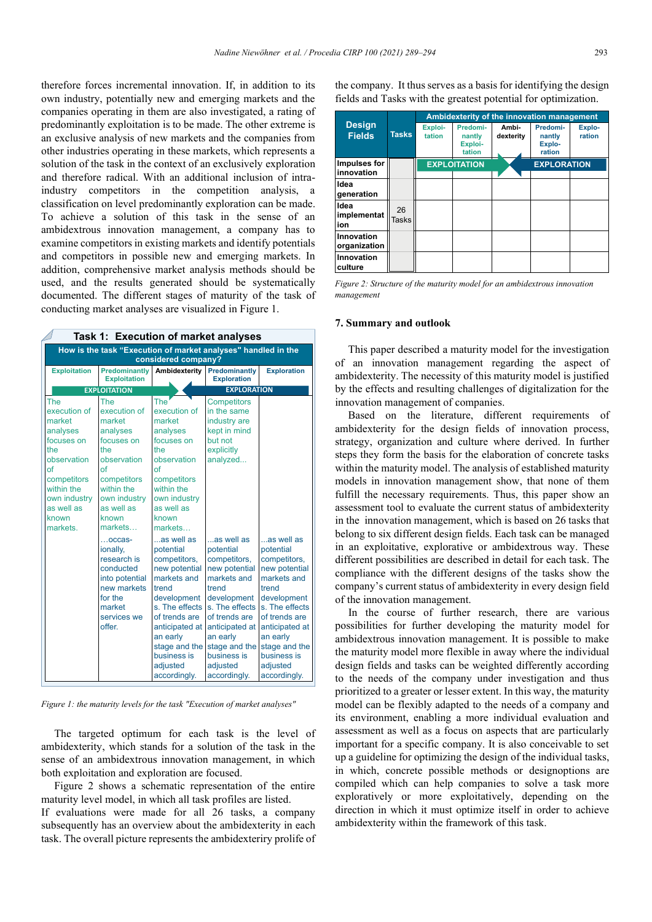therefore forces incremental innovation. If, in addition to its own industry, potentially new and emerging markets and the companies operating in them are also investigated, a rating of predominantly exploitation is to be made. The other extreme is an exclusive analysis of new markets and the companies from other industries operating in these markets, which represents a solution of the task in the context of an exclusively exploration and therefore radical. With an additional inclusion of intra-industry competitors in the competition analysis, a classification on level predominantly exploration can be made. To achieve a solution of this task in the sense of an ambidextrous innovation management, a company has to examine competitors in existing markets and identify potentials and competitors in possible new and emerging markets. In addition, comprehensive market analysis methods should be used, and the results generated should be systematically documented. The different stages of maturity of the task of conducting market analyses are visualized in Figure 1.

**Task 1: Execution of market analyses**

| How is the task "Execution of market analyses" handled in the considered company? | | | | |
|---|---|---|---|---|
| Exploitation | Predominantly Exploitation | Ambidexterity | Predominantly Exploration | Exploration |
| EXPLOITATION | | | EXPLORATION | |
| The execution of market analyses focuses on the observation of competitors within the own industry as well as known markets. | The execution of market analyses focuses on the observation of competitors within the own industry as well as known markets… | The execution of market analyses focuses on the observation of competitors within the own industry as well as known markets… | Competitors in the same industry are kept in mind but not explicitly analyzed... | |
| | ...occas-ionally, research is conducted into potential new markets for the market services we offer. | ...as well as potential competitors, new potential markets and trend developments. The effects of trends are anticipated at an early stage and the business is adjusted accordingly. | ...as well as potential competitors, new potential markets and trend developments. The effects of trends are anticipated at an early stage and the business is adjusted accordingly. | ...as well as potential competitors, new potential markets and trend developments. The effects of trends are anticipated at an early stage and the business is adjusted accordingly. |

*Figure 1: the maturity levels for the task "Execution of market analyses"*

The targeted optimum for each task is the level of ambidexterity, which stands for a solution of the task in the sense of an ambidextrous innovation management, in which both exploitation and exploration are focused.

Figure 2 shows a schematic representation of the entire maturity level model, in which all task profiles are listed. If evaluations were made for all 26 tasks, a company subsequently has an overview about the ambidexterity in each task. The overall picture represents the ambidexteriy prolife of the company. It thus serves as a basis for identifying the design fields and Tasks with the greatest potential for optimization.

| Design Fields | Tasks | Ambidexterity of the innovation management | | | | |
|---|---|---|---|---|---|---|
| | | Exploi-tation | Predomi-nantly Exploi-tation | Ambi-dexterity | Predomi-nantly Explo-ration | Explo-ration |
| Impulses for innovation | 26 Tasks | EXPLOITATION | | | EXPLORATION | |
| Idea generation | | | | | | |
| Idea implementation | | | | | | |
| Innovation organization | | | | | | |
| Innovation culture | | | | | | |

*Figure 2: Structure of the maturity model for an ambidextrous innovation management*

## 7. Summary and outlook

This paper described a maturity model for the investigation of an innovation management regarding the aspect of ambidexterity. The necessity of this maturity model is justified by the effects and resulting challenges of digitalization for the innovation management of companies.

Based on the literature, different requirements of ambidexterity for the design fields of innovation process, strategy, organization and culture where derived. In further steps they form the basis for the elaboration of concrete tasks within the maturity model. The analysis of established maturity models in innovation management show, that none of them fulfill the necessary requirements. Thus, this paper show an assessment tool to evaluate the current status of ambidexterity in the innovation management, which is based on 26 tasks that belong to six different design fields. Each task can be managed in an exploitative, explorative or ambidextrous way. These different possibilities are described in detail for each task. The compliance with the different designs of the tasks show the company's current status of ambidexterity in every design field of the innovation management.

In the course of further research, there are various possibilities for further developing the maturity model for ambidextrous innovation management. It is possible to make the maturity model more flexible in away where the individual design fields and tasks can be weighted differently according to the needs of the company under investigation and thus prioritized to a greater or lesser extent. In this way, the maturity model can be flexibly adapted to the needs of a company and its environment, enabling a more individual evaluation and assessment as well as a focus on aspects that are particularly important for a specific company. It is also conceivable to set up a guideline for optimizing the design of the individual tasks, in which, concrete possible methods or designoptions are compiled which can help companies to solve a task more exploratively or more exploitatively, depending on the direction in which it must optimize itself in order to achieve ambidexterity within the framework of this task.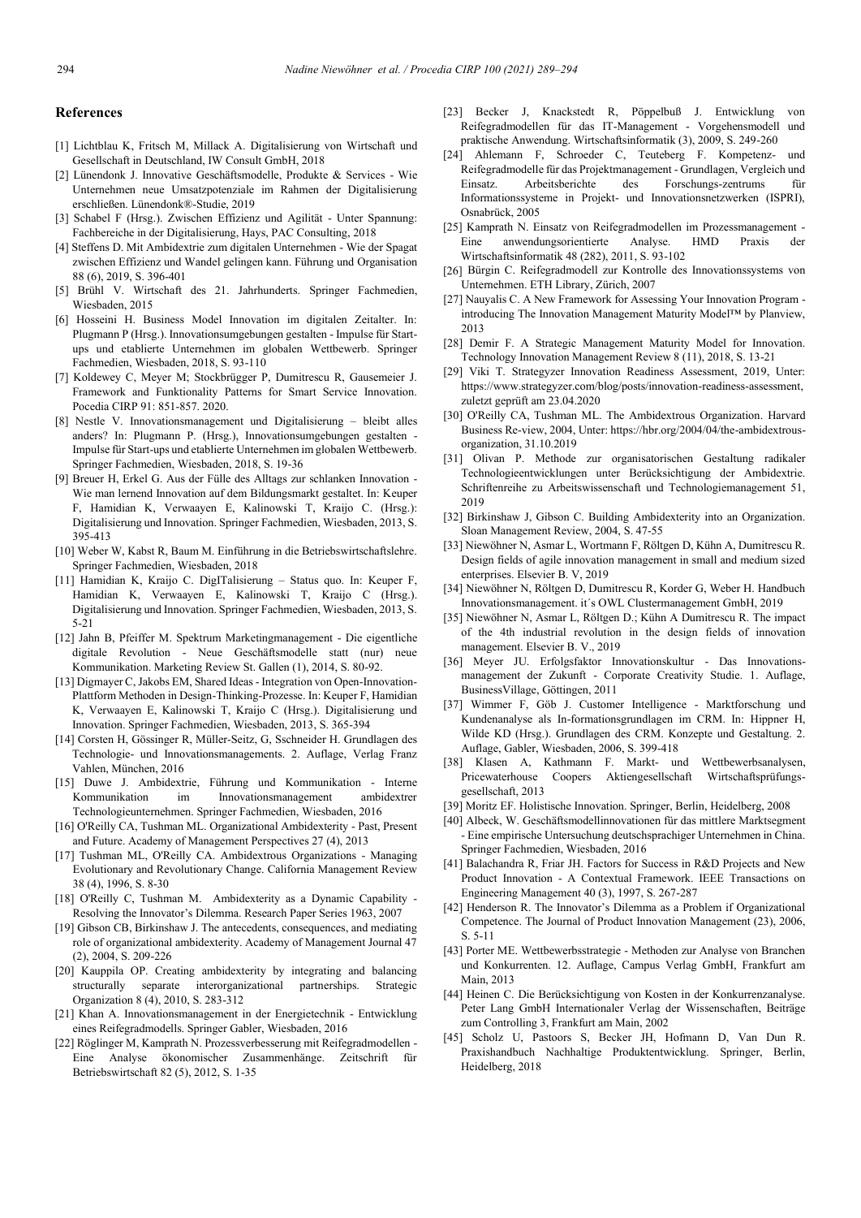## References

[1] Lichtblau K, Fritsch M, Millack A. Digitalisierung von Wirtschaft und Gesellschaft in Deutschland, IW Consult GmbH, 2018

[2] Lünendonk J. Innovative Geschäftsmodelle, Produkte & Services - Wie Unternehmen neue Umsatzpotenziale im Rahmen der Digitalisierung erschließen. Lünendonk®-Studie, 2019

[3] Schabel F (Hrsg.). Zwischen Effizienz und Agilität - Unter Spannung: Fachbereiche in der Digitalisierung, Hays, PAC Consulting, 2018

[4] Steffens D. Mit Ambidextrie zum digitalen Unternehmen - Wie der Spagat zwischen Effizienz und Wandel gelingen kann. Führung und Organisation 88 (6), 2019, S. 396-401

[5] Brühl V. Wirtschaft des 21. Jahrhunderts. Springer Fachmedien, Wiesbaden, 2015

[6] Hosseini H. Business Model Innovation im digitalen Zeitalter. In: Plugmann P (Hrsg.). Innovationsumgebungen gestalten - Impulse für Start-ups und etablierte Unternehmen im globalen Wettbewerb. Springer Fachmedien, Wiesbaden, 2018, S. 93-110

[7] Koldewey C, Meyer M; Stockbrügger P, Dumitrescu R, Gausemeier J. Framework and Funktionality Patterns for Smart Service Innovation. Pocedia CIRP 91: 851-857. 2020.

[8] Nestle V. Innovationsmanagement und Digitalisierung – bleibt alles anders? In: Plugmann P. (Hrsg.), Innovationsumgebungen gestalten - Impulse für Start-ups und etablierte Unternehmen im globalen Wettbewerb. Springer Fachmedien, Wiesbaden, 2018, S. 19-36

[9] Breuer H, Erkel G. Aus der Fülle des Alltags zur schlanken Innovation - Wie man lernend Innovation auf dem Bildungsmarkt gestaltet. In: Keuper F, Hamidian K, Verwaayen E, Kalinowski T, Kraijo C. (Hrsg.): Digitalisierung und Innovation. Springer Fachmedien, Wiesbaden, 2013, S. 395-413

[10] Weber W, Kabst R, Baum M. Einführung in die Betriebswirtschaftslehre. Springer Fachmedien, Wiesbaden, 2018

[11] Hamidian K, Kraijo C. DigITalisierung – Status quo. In: Keuper F, Hamidian K, Verwaayen E, Kalinowski T, Kraijo C (Hrsg.). Digitalisierung und Innovation. Springer Fachmedien, Wiesbaden, 2013, S. 5-21

[12] Jahn B, Pfeiffer M. Spektrum Marketingmanagement - Die eigentliche digitale Revolution - Neue Geschäftsmodelle statt (nur) neue Kommunikation. Marketing Review St. Gallen (1), 2014, S. 80-92.

[13] Digmayer C, Jakobs EM, Shared Ideas - Integration von Open-Innovation-Plattform Methoden in Design-Thinking-Prozesse. In: Keuper F, Hamidian K, Verwaayen E, Kalinowski T, Kraijo C (Hrsg.). Digitalisierung und Innovation. Springer Fachmedien, Wiesbaden, 2013, S. 365-394

[14] Corsten H, Gössinger R, Müller-Seitz, G, Sschneider H. Grundlagen des Technologie- und Innovationsmanagements. 2. Auflage, Verlag Franz Vahlen, München, 2016

[15] Duwe J. Ambidextrie, Führung und Kommunikation - Interne Kommunikation im Innovationsmanagement ambidextrer Technologieunternehmen. Springer Fachmedien, Wiesbaden, 2016

[16] O'Reilly CA, Tushman ML. Organizational Ambidexterity - Past, Present and Future. Academy of Management Perspectives 27 (4), 2013

[17] Tushman ML, O'Reilly CA. Ambidextrous Organizations - Managing Evolutionary and Revolutionary Change. California Management Review 38 (4), 1996, S. 8-30

[18] O'Reilly C, Tushman M. Ambidexterity as a Dynamic Capability - Resolving the Innovator's Dilemma. Research Paper Series 1963, 2007

[19] Gibson CB, Birkinshaw J. The antecedents, consequences, and mediating role of organizational ambidexterity. Academy of Management Journal 47 (2), 2004, S. 209-226

[20] Kauppila OP. Creating ambidexterity by integrating and balancing structurally separate interorganizational partnerships. Strategic Organization 8 (4), 2010, S. 283-312

[21] Khan A. Innovationsmanagement in der Energietechnik - Entwicklung eines Reifegradmodells. Springer Gabler, Wiesbaden, 2016

[22] Röglinger M, Kamprath N. Prozessverbesserung mit Reifegradmodellen - Eine Analyse ökonomischer Zusammenhänge. Zeitschrift für Betriebswirtschaft 82 (5), 2012, S. 1-35

[23] Becker J, Knackstedt R, Pöppelbuß J. Entwicklung von Reifegradmodellen für das IT-Management - Vorgehensmodell und praktische Anwendung. Wirtschaftsinformatik (3), 2009, S. 249-260

[24] Ahlemann F, Schroeder C, Teuteberg F. Kompetenz- und Reifegradmodelle für das Projektmanagement - Grundlagen, Vergleich und Einsatz. Arbeitsberichte des Forschungs-zentrums für Informationssysteme in Projekt- und Innovationsnetzwerken (ISPRI), Osnabrück, 2005

[25] Kamprath N. Einsatz von Reifegradmodellen im Prozessmanagement - Eine anwendungsorientierte Analyse. HMD Praxis der Wirtschaftsinformatik 48 (282), 2011, S. 93-102

[26] Bürgin C. Reifegradmodell zur Kontrolle des Innovationssystems von Unternehmen. ETH Library, Zürich, 2007

[27] Nauyalis C. A New Framework for Assessing Your Innovation Program - introducing The Innovation Management Maturity Model™ by Planview, 2013

[28] Demir F. A Strategic Management Maturity Model for Innovation. Technology Innovation Management Review 8 (11), 2018, S. 13-21

[29] Viki T. Strategyzer Innovation Readiness Assessment, 2019, Unter: https://www.strategyzer.com/blog/posts/innovation-readiness-assessment, zuletzt geprüft am 23.04.2020

[30] O'Reilly CA, Tushman ML. The Ambidextrous Organization. Harvard Business Re-view, 2004, Unter: https://hbr.org/2004/04/the-ambidextrous-organization, 31.10.2019

[31] Olivan P. Methode zur organisatorischen Gestaltung radikaler Technologieentwicklungen unter Berücksichtigung der Ambidextrie. Schriftenreihe zu Arbeitswissenschaft und Technologiemanagement 51, 2019

[32] Birkinshaw J, Gibson C. Building Ambidexterity into an Organization. Sloan Management Review, 2004, S. 47-55

[33] Niewöhner N, Asmar L, Wortmann F, Röltgen D, Kühn A, Dumitrescu R. Design fields of agile innovation management in small and medium sized enterprises. Elsevier B. V, 2019

[34] Niewöhner N, Röltgen D, Dumitrescu R, Korder G, Weber H. Handbuch Innovationsmanagement. it´s OWL Clustermanagement GmbH, 2019

[35] Niewöhner N, Asmar L, Röltgen D.; Kühn A Dumitrescu R. The impact of the 4th industrial revolution in the design fields of innovation management. Elsevier B. V., 2019

[36] Meyer JU. Erfolgsfaktor Innovationskultur - Das Innovations-management der Zukunft - Corporate Creativity Studie. 1. Auflage, BusinessVillage, Göttingen, 2011

[37] Wimmer F, Göb J. Customer Intelligence - Marktforschung und Kundenanalyse als In-formationsgrundlagen im CRM. In: Hippner H, Wilde KD (Hrsg.). Grundlagen des CRM. Konzepte und Gestaltung. 2. Auflage, Gabler, Wiesbaden, 2006, S. 399-418

[38] Klasen A, Kathmann F. Markt- und Wettbewerbsanalysen, Pricewaterhouse Coopers Aktiengesellschaft Wirtschaftsprüfungs-gesellschaft, 2013

[39] Moritz EF. Holistische Innovation. Springer, Berlin, Heidelberg, 2008

[40] Albeck, W. Geschäftsmodellinnovationen für das mittlere Marktsegment - Eine empirische Untersuchung deutschsprachiger Unternehmen in China. Springer Fachmedien, Wiesbaden, 2016

[41] Balachandra R, Friar JH. Factors for Success in R&D Projects and New Product Innovation - A Contextual Framework. IEEE Transactions on Engineering Management 40 (3), 1997, S. 267-287

[42] Henderson R. The Innovator's Dilemma as a Problem if Organizational Competence. The Journal of Product Innovation Management (23), 2006, S. 5-11

[43] Porter ME. Wettbewerbsstrategie - Methoden zur Analyse von Branchen und Konkurrenten. 12. Auflage, Campus Verlag GmbH, Frankfurt am Main, 2013

[44] Heinen C. Die Berücksichtigung von Kosten in der Konkurrenzanalyse. Peter Lang GmbH Internationaler Verlag der Wissenschaften, Beiträge zum Controlling 3, Frankfurt am Main, 2002

[45] Scholz U, Pastoors S, Becker JH, Hofmann D, Van Dun R. Praxishandbuch Nachhaltige Produktentwicklung. Springer, Berlin, Heidelberg, 2018